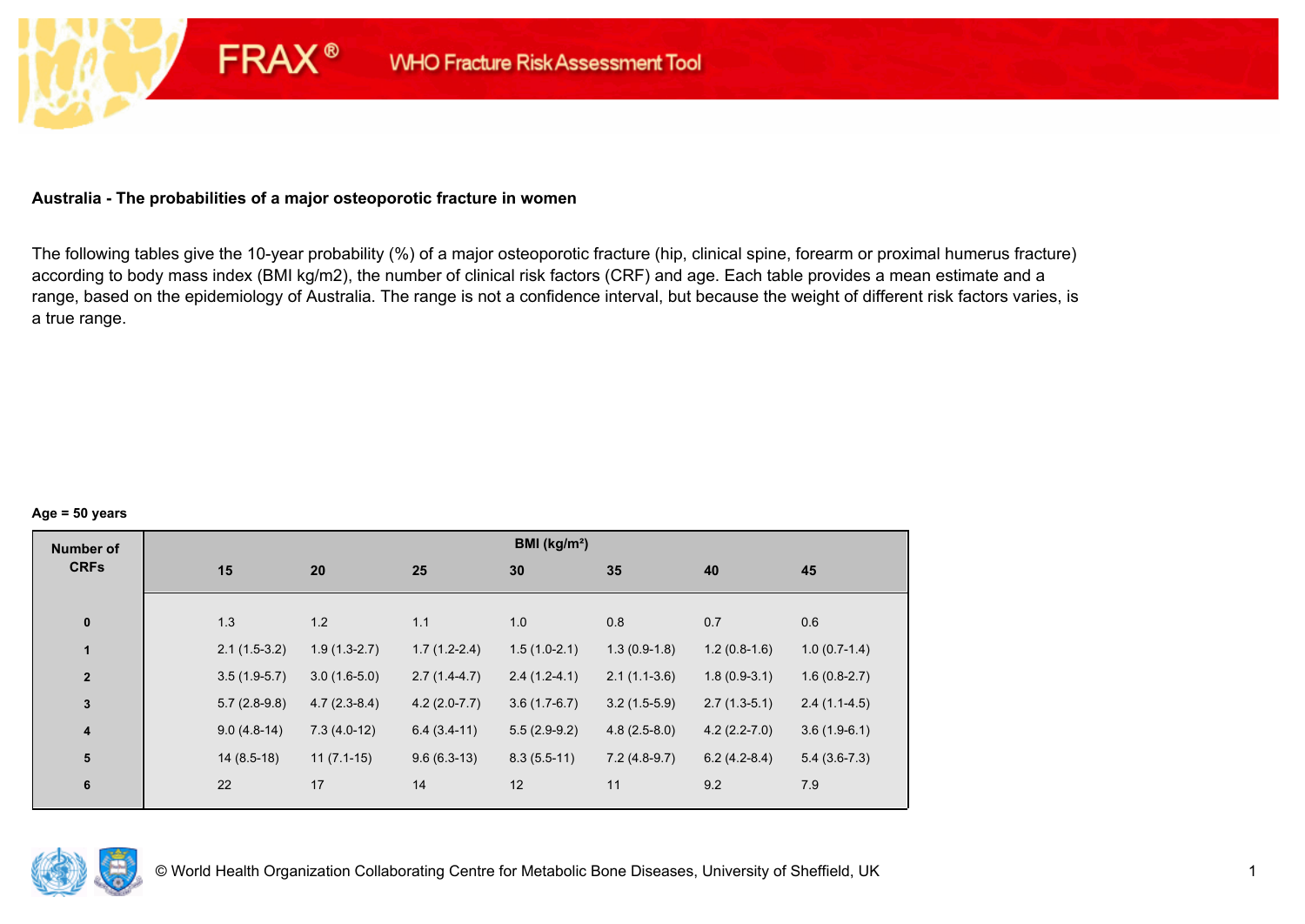## Australia - The probabilities of a major osteoporotic fracture in women

The following tables give the 10-year probability (%) of a major osteoporotic fracture (hip, clinical spine, forearm or proximal humerus fracture) according to body mass index (BMI kg/m2), the number of clinical risk factors (CRF) and age. Each table provides a mean estimate and a range, based on the epidemiology of Australia. The range is not a confidence interval, but because the weight of different risk factors varies, is a true range.

**Age = 50 years**

| Number of CRFs | BMI (kg/m²) | | | | | | |
|---|---|---|---|---|---|---|---|
| | 15 | 20 | 25 | 30 | 35 | 40 | 45 |
| 0 | 1.3 | 1.2 | 1.1 | 1.0 | 0.8 | 0.7 | 0.6 |
| 1 | 2.1 (1.5-3.2) | 1.9 (1.3-2.7) | 1.7 (1.2-2.4) | 1.5 (1.0-2.1) | 1.3 (0.9-1.8) | 1.2 (0.8-1.6) | 1.0 (0.7-1.4) |
| 2 | 3.5 (1.9-5.7) | 3.0 (1.6-5.0) | 2.7 (1.4-4.7) | 2.4 (1.2-4.1) | 2.1 (1.1-3.6) | 1.8 (0.9-3.1) | 1.6 (0.8-2.7) |
| 3 | 5.7 (2.8-9.8) | 4.7 (2.3-8.4) | 4.2 (2.0-7.7) | 3.6 (1.7-6.7) | 3.2 (1.5-5.9) | 2.7 (1.3-5.1) | 2.4 (1.1-4.5) |
| 4 | 9.0 (4.8-14) | 7.3 (4.0-12) | 6.4 (3.4-11) | 5.5 (2.9-9.2) | 4.8 (2.5-8.0) | 4.2 (2.2-7.0) | 3.6 (1.9-6.1) |
| 5 | 14 (8.5-18) | 11 (7.1-15) | 9.6 (6.3-13) | 8.3 (5.5-11) | 7.2 (4.8-9.7) | 6.2 (4.2-8.4) | 5.4 (3.6-7.3) |
| 6 | 22 | 17 | 14 | 12 | 11 | 9.2 | 7.9 |

© World Health Organization Collaborating Centre for Metabolic Bone Diseases, University of Sheffield, UK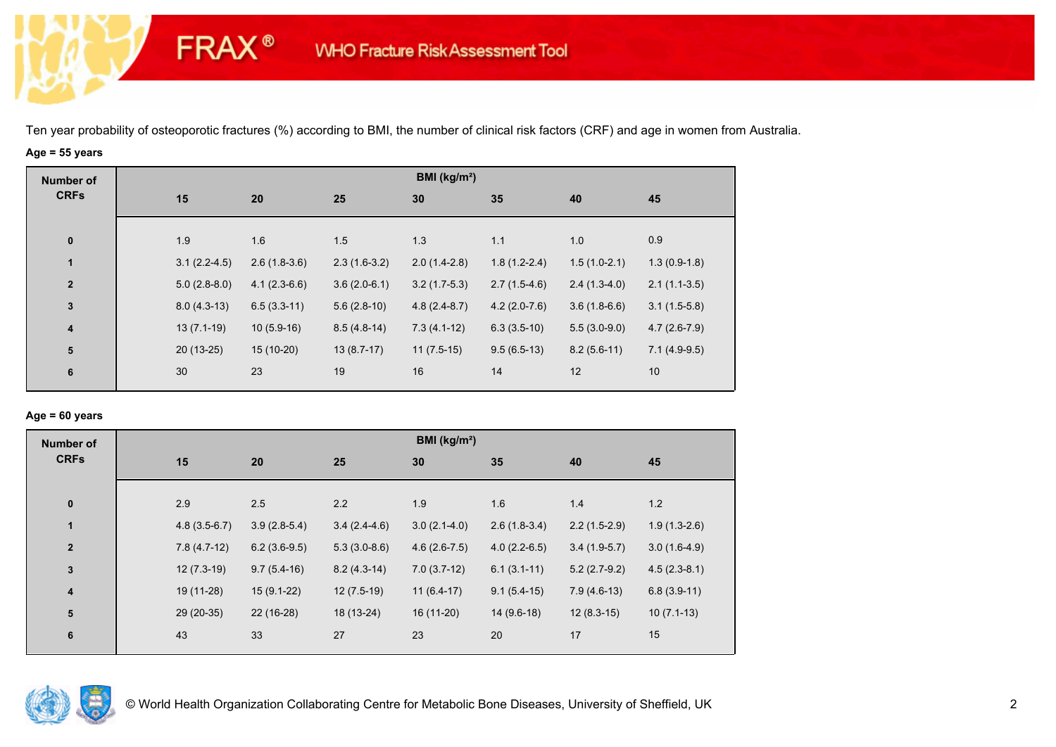Ten year probability of osteoporotic fractures (%) according to BMI, the number of clinical risk factors (CRF) and age in women from Australia.

**Age = 55 years**

| Number of CRFs | BMI (kg/m²) | | | | | | |
|---|---|---|---|---|---|---|---|
| | 15 | 20 | 25 | 30 | 35 | 40 | 45 |
| 0 | 1.9 | 1.6 | 1.5 | 1.3 | 1.1 | 1.0 | 0.9 |
| 1 | 3.1 (2.2-4.5) | 2.6 (1.8-3.6) | 2.3 (1.6-3.2) | 2.0 (1.4-2.8) | 1.8 (1.2-2.4) | 1.5 (1.0-2.1) | 1.3 (0.9-1.8) |
| 2 | 5.0 (2.8-8.0) | 4.1 (2.3-6.6) | 3.6 (2.0-6.1) | 3.2 (1.7-5.3) | 2.7 (1.5-4.6) | 2.4 (1.3-4.0) | 2.1 (1.1-3.5) |
| 3 | 8.0 (4.3-13) | 6.5 (3.3-11) | 5.6 (2.8-10) | 4.8 (2.4-8.7) | 4.2 (2.0-7.6) | 3.6 (1.8-6.6) | 3.1 (1.5-5.8) |
| 4 | 13 (7.1-19) | 10 (5.9-16) | 8.5 (4.8-14) | 7.3 (4.1-12) | 6.3 (3.5-10) | 5.5 (3.0-9.0) | 4.7 (2.6-7.9) |
| 5 | 20 (13-25) | 15 (10-20) | 13 (8.7-17) | 11 (7.5-15) | 9.5 (6.5-13) | 8.2 (5.6-11) | 7.1 (4.9-9.5) |
| 6 | 30 | 23 | 19 | 16 | 14 | 12 | 10 |

**Age = 60 years**

| Number of CRFs | BMI (kg/m²) | | | | | | |
|---|---|---|---|---|---|---|---|
| | 15 | 20 | 25 | 30 | 35 | 40 | 45 |
| 0 | 2.9 | 2.5 | 2.2 | 1.9 | 1.6 | 1.4 | 1.2 |
| 1 | 4.8 (3.5-6.7) | 3.9 (2.8-5.4) | 3.4 (2.4-4.6) | 3.0 (2.1-4.0) | 2.6 (1.8-3.4) | 2.2 (1.5-2.9) | 1.9 (1.3-2.6) |
| 2 | 7.8 (4.7-12) | 6.2 (3.6-9.5) | 5.3 (3.0-8.6) | 4.6 (2.6-7.5) | 4.0 (2.2-6.5) | 3.4 (1.9-5.7) | 3.0 (1.6-4.9) |
| 3 | 12 (7.3-19) | 9.7 (5.4-16) | 8.2 (4.3-14) | 7.0 (3.7-12) | 6.1 (3.1-11) | 5.2 (2.7-9.2) | 4.5 (2.3-8.1) |
| 4 | 19 (11-28) | 15 (9.1-22) | 12 (7.5-19) | 11 (6.4-17) | 9.1 (5.4-15) | 7.9 (4.6-13) | 6.8 (3.9-11) |
| 5 | 29 (20-35) | 22 (16-28) | 18 (13-24) | 16 (11-20) | 14 (9.6-18) | 12 (8.3-15) | 10 (7.1-13) |
| 6 | 43 | 33 | 27 | 23 | 20 | 17 | 15 |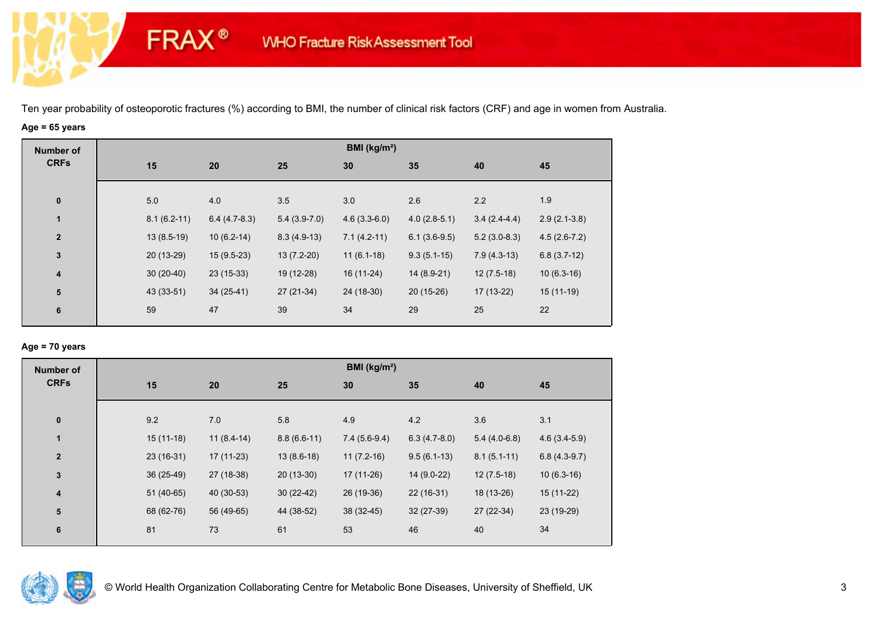Ten year probability of osteoporotic fractures (%) according to BMI, the number of clinical risk factors (CRF) and age in women from Australia.

**Age = 65 years**

| Number of CRFs | BMI (kg/m²) | | | | | | |
|---|---|---|---|---|---|---|---|
| | 15 | 20 | 25 | 30 | 35 | 40 | 45 |
| 0 | 5.0 | 4.0 | 3.5 | 3.0 | 2.6 | 2.2 | 1.9 |
| 1 | 8.1 (6.2-11) | 6.4 (4.7-8.3) | 5.4 (3.9-7.0) | 4.6 (3.3-6.0) | 4.0 (2.8-5.1) | 3.4 (2.4-4.4) | 2.9 (2.1-3.8) |
| 2 | 13 (8.5-19) | 10 (6.2-14) | 8.3 (4.9-13) | 7.1 (4.2-11) | 6.1 (3.6-9.5) | 5.2 (3.0-8.3) | 4.5 (2.6-7.2) |
| 3 | 20 (13-29) | 15 (9.5-23) | 13 (7.2-20) | 11 (6.1-18) | 9.3 (5.1-15) | 7.9 (4.3-13) | 6.8 (3.7-12) |
| 4 | 30 (20-40) | 23 (15-33) | 19 (12-28) | 16 (11-24) | 14 (8.9-21) | 12 (7.5-18) | 10 (6.3-16) |
| 5 | 43 (33-51) | 34 (25-41) | 27 (21-34) | 24 (18-30) | 20 (15-26) | 17 (13-22) | 15 (11-19) |
| 6 | 59 | 47 | 39 | 34 | 29 | 25 | 22 |

**Age = 70 years**

| Number of CRFs | BMI (kg/m²) | | | | | | |
|---|---|---|---|---|---|---|---|
| | 15 | 20 | 25 | 30 | 35 | 40 | 45 |
| 0 | 9.2 | 7.0 | 5.8 | 4.9 | 4.2 | 3.6 | 3.1 |
| 1 | 15 (11-18) | 11 (8.4-14) | 8.8 (6.6-11) | 7.4 (5.6-9.4) | 6.3 (4.7-8.0) | 5.4 (4.0-6.8) | 4.6 (3.4-5.9) |
| 2 | 23 (16-31) | 17 (11-23) | 13 (8.6-18) | 11 (7.2-16) | 9.5 (6.1-13) | 8.1 (5.1-11) | 6.8 (4.3-9.7) |
| 3 | 36 (25-49) | 27 (18-38) | 20 (13-30) | 17 (11-26) | 14 (9.0-22) | 12 (7.5-18) | 10 (6.3-16) |
| 4 | 51 (40-65) | 40 (30-53) | 30 (22-42) | 26 (19-36) | 22 (16-31) | 18 (13-26) | 15 (11-22) |
| 5 | 68 (62-76) | 56 (49-65) | 44 (38-52) | 38 (32-45) | 32 (27-39) | 27 (22-34) | 23 (19-29) |
| 6 | 81 | 73 | 61 | 53 | 46 | 40 | 34 |

© World Health Organization Collaborating Centre for Metabolic Bone Diseases, University of Sheffield, UK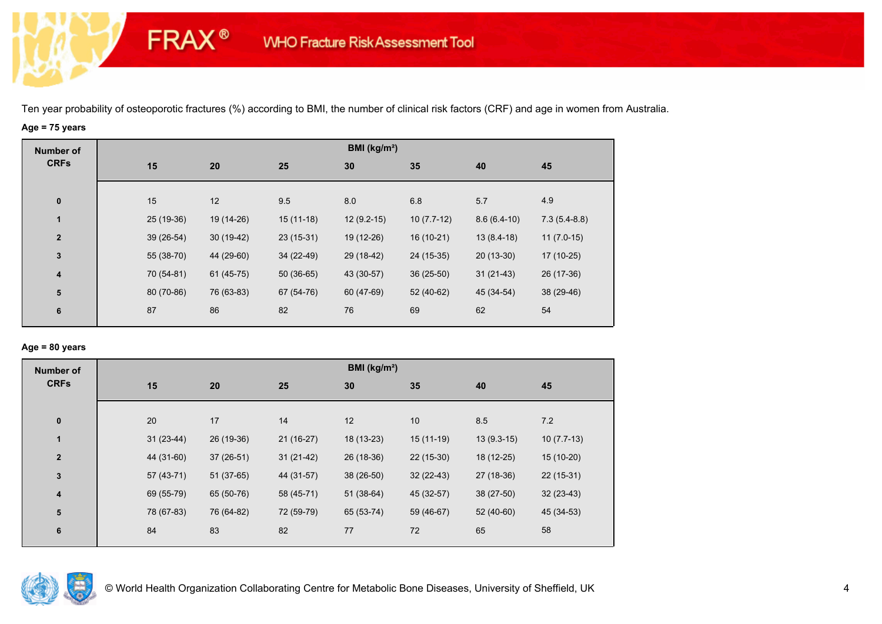FRAX® WHO Fracture Risk Assessment Tool

Ten year probability of osteoporotic fractures (%) according to BMI, the number of clinical risk factors (CRF) and age in women from Australia.

**Age = 75 years**

| Number of CRFs | BMI (kg/m²) | | | | | | |
|---|---|---|---|---|---|---|---|
| | 15 | 20 | 25 | 30 | 35 | 40 | 45 |
| 0 | 15 | 12 | 9.5 | 8.0 | 6.8 | 5.7 | 4.9 |
| 1 | 25 (19-36) | 19 (14-26) | 15 (11-18) | 12 (9.2-15) | 10 (7.7-12) | 8.6 (6.4-10) | 7.3 (5.4-8.8) |
| 2 | 39 (26-54) | 30 (19-42) | 23 (15-31) | 19 (12-26) | 16 (10-21) | 13 (8.4-18) | 11 (7.0-15) |
| 3 | 55 (38-70) | 44 (29-60) | 34 (22-49) | 29 (18-42) | 24 (15-35) | 20 (13-30) | 17 (10-25) |
| 4 | 70 (54-81) | 61 (45-75) | 50 (36-65) | 43 (30-57) | 36 (25-50) | 31 (21-43) | 26 (17-36) |
| 5 | 80 (70-86) | 76 (63-83) | 67 (54-76) | 60 (47-69) | 52 (40-62) | 45 (34-54) | 38 (29-46) |
| 6 | 87 | 86 | 82 | 76 | 69 | 62 | 54 |

**Age = 80 years**

| Number of CRFs | BMI (kg/m²) | | | | | | |
|---|---|---|---|---|---|---|---|
| | 15 | 20 | 25 | 30 | 35 | 40 | 45 |
| 0 | 20 | 17 | 14 | 12 | 10 | 8.5 | 7.2 |
| 1 | 31 (23-44) | 26 (19-36) | 21 (16-27) | 18 (13-23) | 15 (11-19) | 13 (9.3-15) | 10 (7.7-13) |
| 2 | 44 (31-60) | 37 (26-51) | 31 (21-42) | 26 (18-36) | 22 (15-30) | 18 (12-25) | 15 (10-20) |
| 3 | 57 (43-71) | 51 (37-65) | 44 (31-57) | 38 (26-50) | 32 (22-43) | 27 (18-36) | 22 (15-31) |
| 4 | 69 (55-79) | 65 (50-76) | 58 (45-71) | 51 (38-64) | 45 (32-57) | 38 (27-50) | 32 (23-43) |
| 5 | 78 (67-83) | 76 (64-82) | 72 (59-79) | 65 (53-74) | 59 (46-67) | 52 (40-60) | 45 (34-53) |
| 6 | 84 | 83 | 82 | 77 | 72 | 65 | 58 |

© World Health Organization Collaborating Centre for Metabolic Bone Diseases, University of Sheffield, UK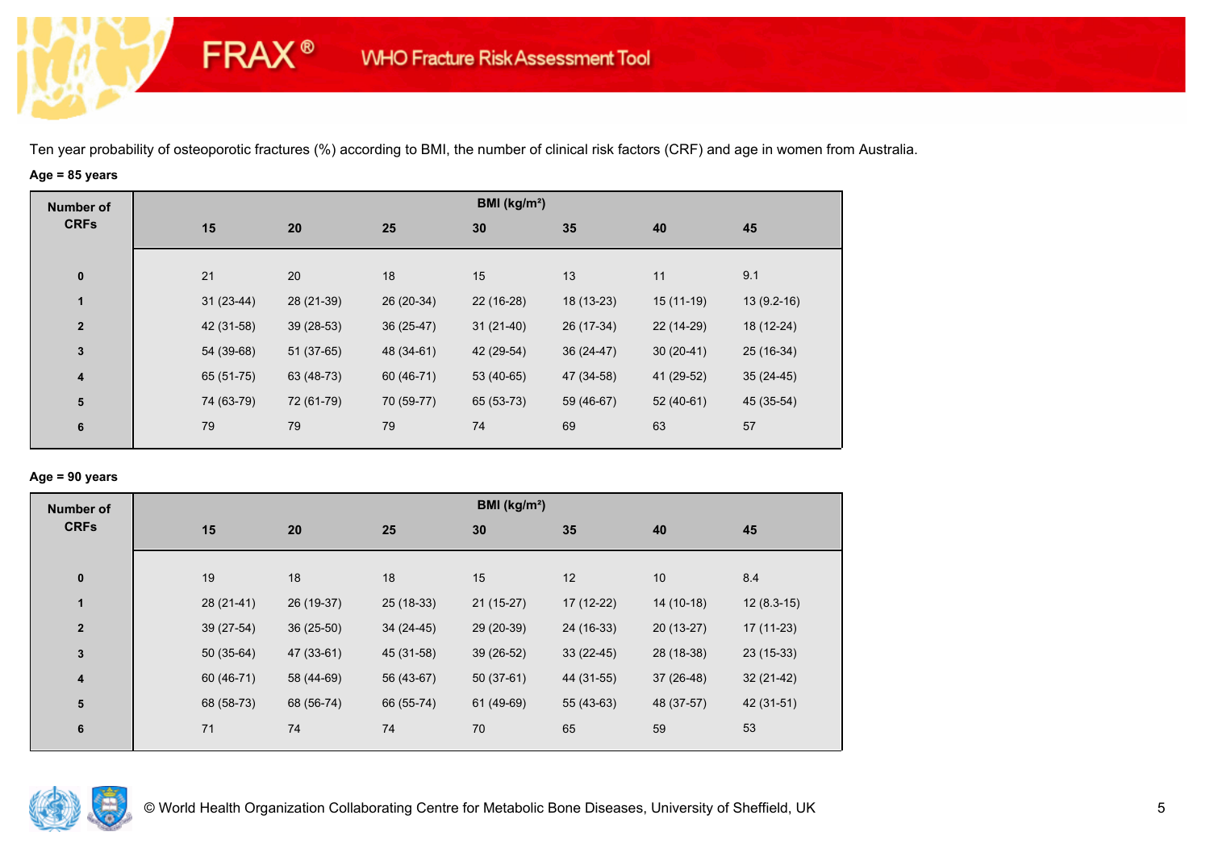FRAX® WHO Fracture Risk Assessment Tool

Ten year probability of osteoporotic fractures (%) according to BMI, the number of clinical risk factors (CRF) and age in women from Australia.

**Age = 85 years**

| Number of CRFs | BMI (kg/m²) | | | | | | |
|---|---|---|---|---|---|---|---|
| | 15 | 20 | 25 | 30 | 35 | 40 | 45 |
| 0 | 21 | 20 | 18 | 15 | 13 | 11 | 9.1 |
| 1 | 31 (23-44) | 28 (21-39) | 26 (20-34) | 22 (16-28) | 18 (13-23) | 15 (11-19) | 13 (9.2-16) |
| 2 | 42 (31-58) | 39 (28-53) | 36 (25-47) | 31 (21-40) | 26 (17-34) | 22 (14-29) | 18 (12-24) |
| 3 | 54 (39-68) | 51 (37-65) | 48 (34-61) | 42 (29-54) | 36 (24-47) | 30 (20-41) | 25 (16-34) |
| 4 | 65 (51-75) | 63 (48-73) | 60 (46-71) | 53 (40-65) | 47 (34-58) | 41 (29-52) | 35 (24-45) |
| 5 | 74 (63-79) | 72 (61-79) | 70 (59-77) | 65 (53-73) | 59 (46-67) | 52 (40-61) | 45 (35-54) |
| 6 | 79 | 79 | 79 | 74 | 69 | 63 | 57 |

**Age = 90 years**

| Number of CRFs | BMI (kg/m²) | | | | | | |
|---|---|---|---|---|---|---|---|
| | 15 | 20 | 25 | 30 | 35 | 40 | 45 |
| 0 | 19 | 18 | 18 | 15 | 12 | 10 | 8.4 |
| 1 | 28 (21-41) | 26 (19-37) | 25 (18-33) | 21 (15-27) | 17 (12-22) | 14 (10-18) | 12 (8.3-15) |
| 2 | 39 (27-54) | 36 (25-50) | 34 (24-45) | 29 (20-39) | 24 (16-33) | 20 (13-27) | 17 (11-23) |
| 3 | 50 (35-64) | 47 (33-61) | 45 (31-58) | 39 (26-52) | 33 (22-45) | 28 (18-38) | 23 (15-33) |
| 4 | 60 (46-71) | 58 (44-69) | 56 (43-67) | 50 (37-61) | 44 (31-55) | 37 (26-48) | 32 (21-42) |
| 5 | 68 (58-73) | 68 (56-74) | 66 (55-74) | 61 (49-69) | 55 (43-63) | 48 (37-57) | 42 (31-51) |
| 6 | 71 | 74 | 74 | 70 | 65 | 59 | 53 |

© World Health Organization Collaborating Centre for Metabolic Bone Diseases, University of Sheffield, UK